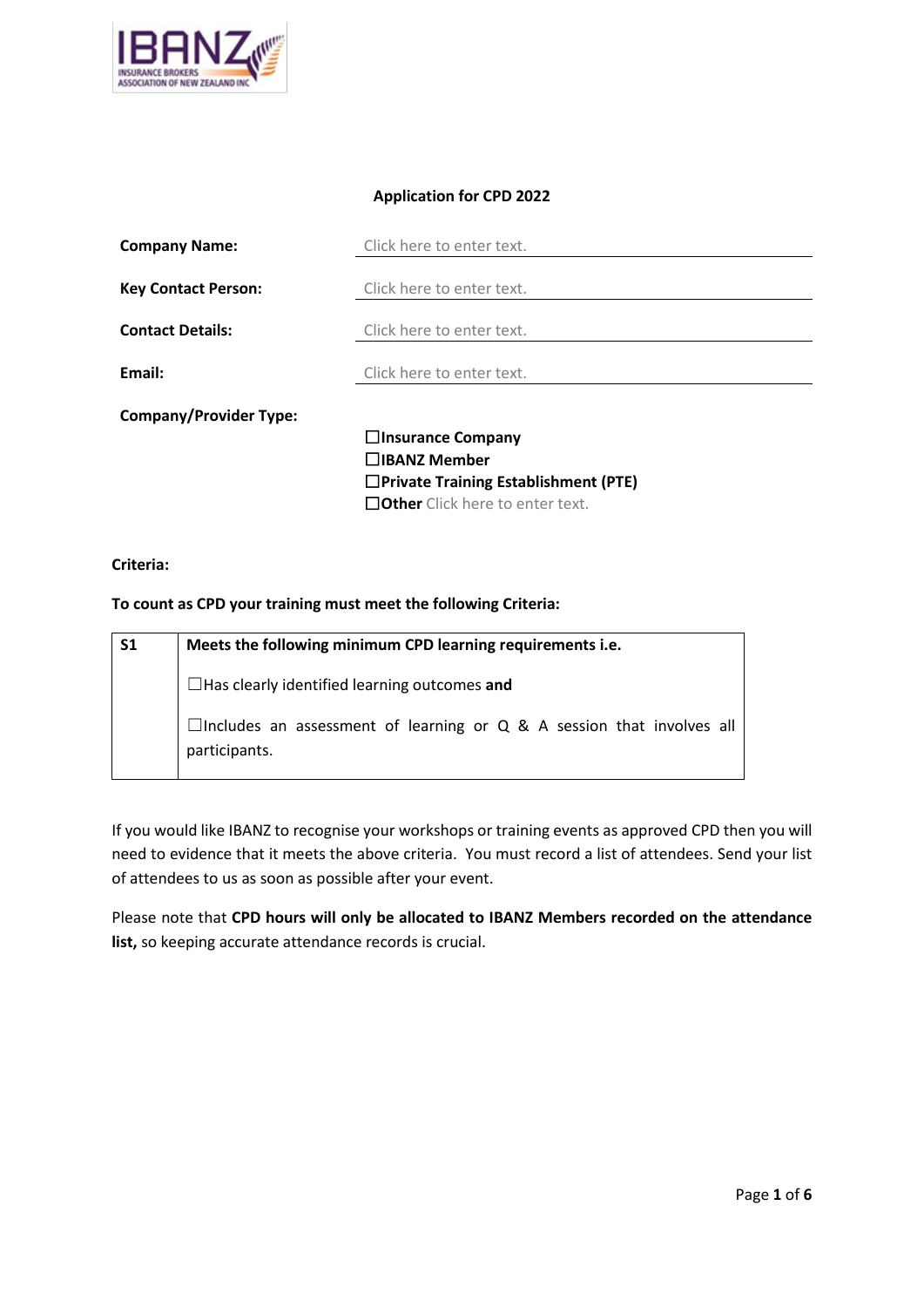## Application for CPD 2022

**Company Name:** Click here to enter text.

**Key Contact Person:** Click here to enter text.

**Contact Details:** Click here to enter text.

**Email:** Click here to enter text.

**Company/Provider Type:**

☐**Insurance Company**
☐**IBANZ Member**
☐**Private Training Establishment (PTE)**
☐**Other** Click here to enter text.

**Criteria:**

**To count as CPD your training must meet the following Criteria:**

| S1 | **Meets the following minimum CPD learning requirements i.e.**<br><br>☐Has clearly identified learning outcomes **and**<br><br>☐Includes an assessment of learning or Q & A session that involves all participants. |
|---|---|

If you would like IBANZ to recognise your workshops or training events as approved CPD then you will need to evidence that it meets the above criteria. You must record a list of attendees. Send your list of attendees to us as soon as possible after your event.

Please note that **CPD hours will only be allocated to IBANZ Members recorded on the attendance list,** so keeping accurate attendance records is crucial.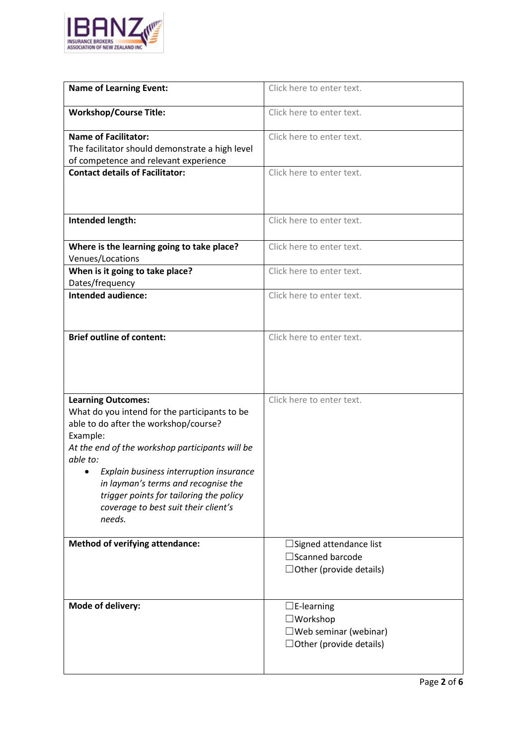IBANZ
INSURANCE BROKERS ASSOCIATION OF NEW ZEALAND INC

| | |
|---|---|
| **Name of Learning Event:** | Click here to enter text. |
| **Workshop/Course Title:** | Click here to enter text. |
| **Name of Facilitator:**<br>The facilitator should demonstrate a high level of competence and relevant experience | Click here to enter text. |
| **Contact details of Facilitator:** | Click here to enter text. |
| **Intended length:** | Click here to enter text. |
| **Where is the learning going to take place?**<br>Venues/Locations | Click here to enter text. |
| **When is it going to take place?**<br>Dates/frequency | Click here to enter text. |
| **Intended audience:** | Click here to enter text. |
| **Brief outline of content:** | Click here to enter text. |
| **Learning Outcomes:**<br>What do you intend for the participants to be able to do after the workshop/course?<br>Example:<br>*At the end of the workshop participants will be able to:*<br>• *Explain business interruption insurance in layman's terms and recognise the trigger points for tailoring the policy coverage to best suit their client's needs.* | Click here to enter text. |
| **Method of verifying attendance:** | ☐Signed attendance list<br>☐Scanned barcode<br>☐Other (provide details) |
| **Mode of delivery:** | ☐E-learning<br>☐Workshop<br>☐Web seminar (webinar)<br>☐Other (provide details) |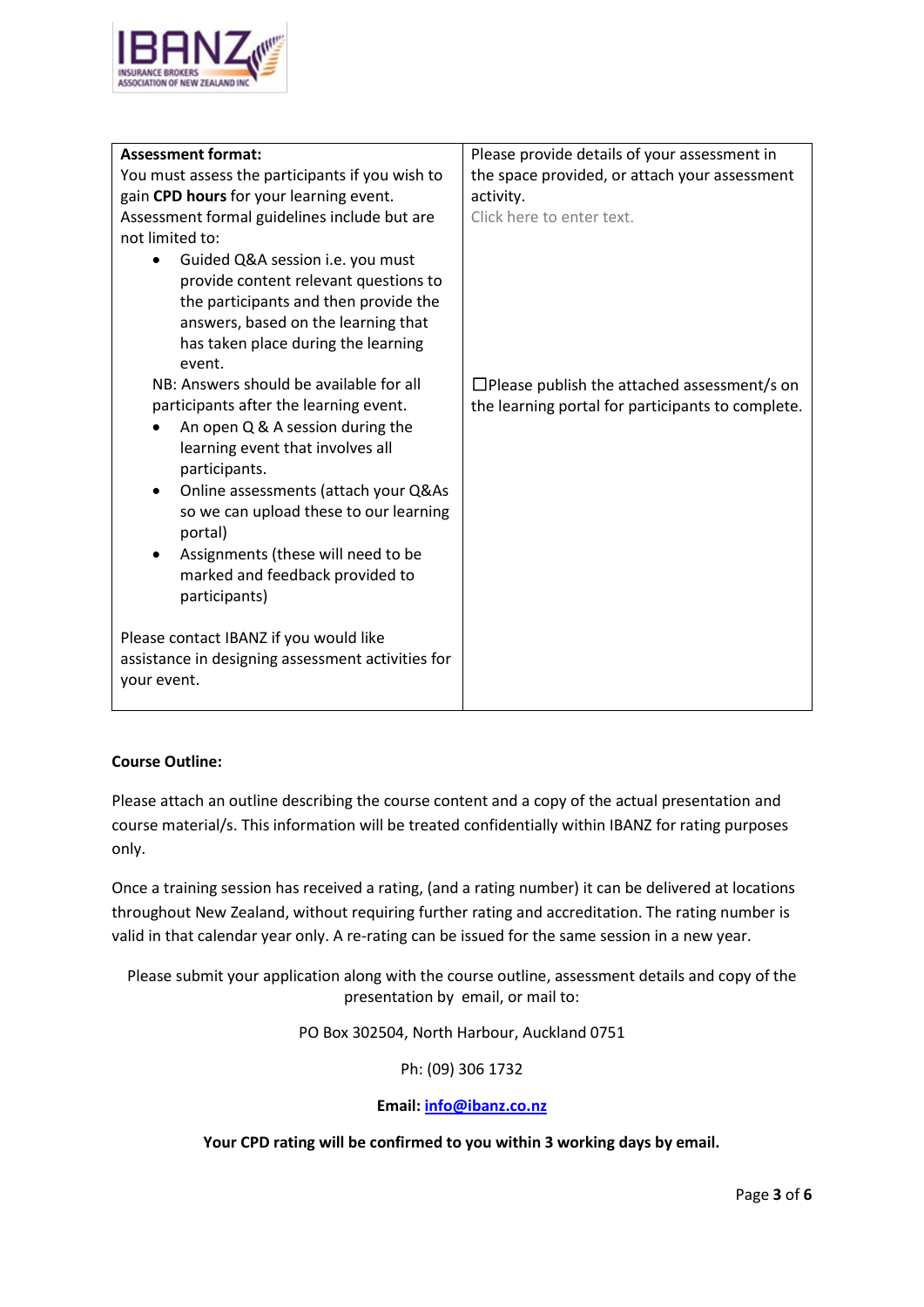| **Assessment format:**<br>You must assess the participants if you wish to gain **CPD hours** for your learning event.<br>Assessment formal guidelines include but are not limited to:<br>• Guided Q&A session i.e. you must provide content relevant questions to the participants and then provide the answers, based on the learning that has taken place during the learning event.<br>NB: Answers should be available for all participants after the learning event.<br>• An open Q & A session during the learning event that involves all participants.<br>• Online assessments (attach your Q&As so we can upload these to our learning portal)<br>• Assignments (these will need to be marked and feedback provided to participants)<br><br>Please contact IBANZ if you would like assistance in designing assessment activities for your event. | Please provide details of your assessment in the space provided, or attach your assessment activity.<br>Click here to enter text.<br><br>☐Please publish the attached assessment/s on the learning portal for participants to complete. |
|---|---|

**Course Outline:**

Please attach an outline describing the course content and a copy of the actual presentation and course material/s. This information will be treated confidentially within IBANZ for rating purposes only.

Once a training session has received a rating, (and a rating number) it can be delivered at locations throughout New Zealand, without requiring further rating and accreditation. The rating number is valid in that calendar year only. A re-rating can be issued for the same session in a new year.

Please submit your application along with the course outline, assessment details and copy of the presentation by email, or mail to:

PO Box 302504, North Harbour, Auckland 0751

Ph: (09) 306 1732

**Email: info@ibanz.co.nz**

**Your CPD rating will be confirmed to you within 3 working days by email.**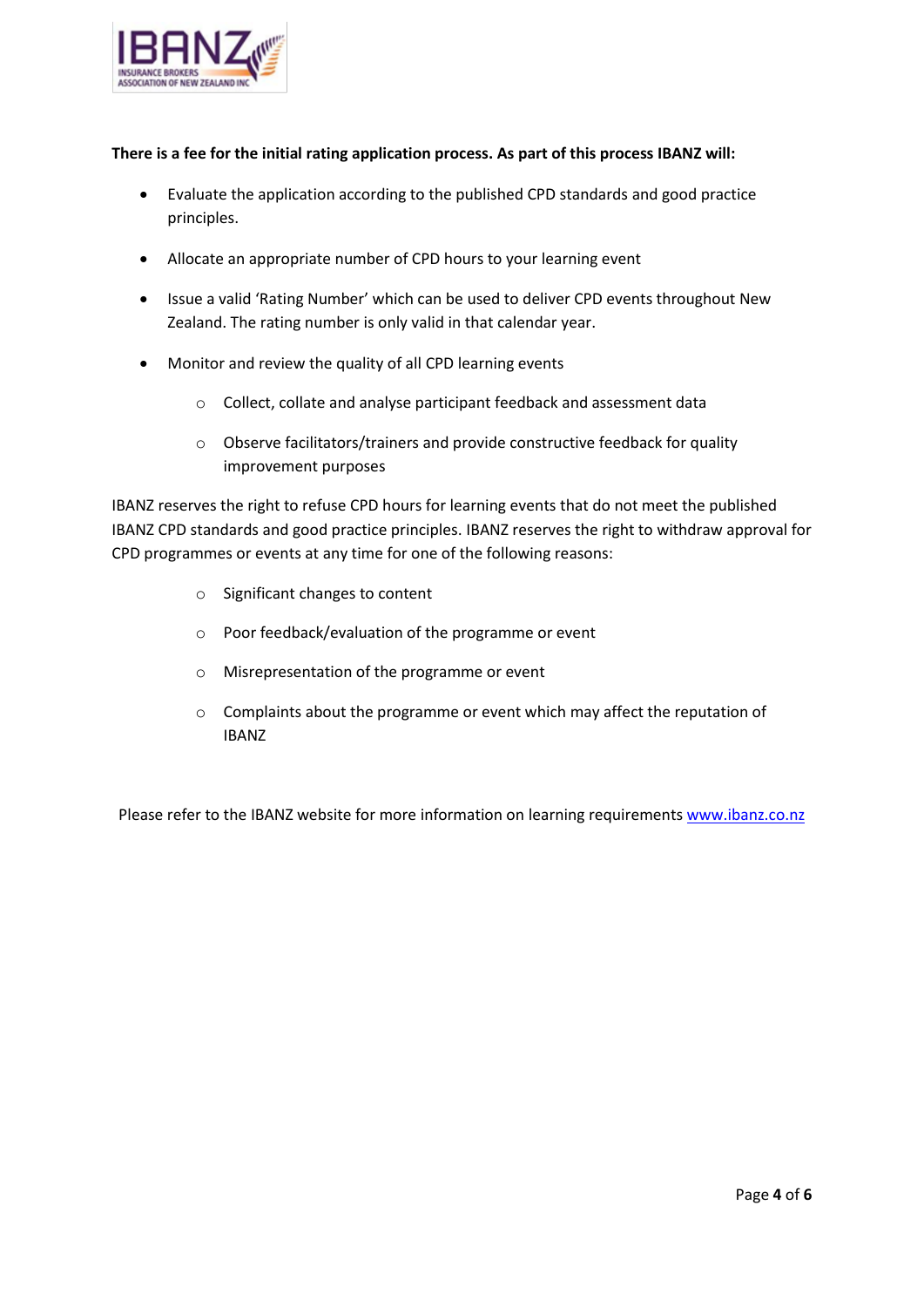**There is a fee for the initial rating application process. As part of this process IBANZ will:**

- Evaluate the application according to the published CPD standards and good practice principles.
- Allocate an appropriate number of CPD hours to your learning event
- Issue a valid 'Rating Number' which can be used to deliver CPD events throughout New Zealand. The rating number is only valid in that calendar year.
- Monitor and review the quality of all CPD learning events
    - Collect, collate and analyse participant feedback and assessment data
    - Observe facilitators/trainers and provide constructive feedback for quality improvement purposes

IBANZ reserves the right to refuse CPD hours for learning events that do not meet the published IBANZ CPD standards and good practice principles. IBANZ reserves the right to withdraw approval for CPD programmes or events at any time for one of the following reasons:

- Significant changes to content
- Poor feedback/evaluation of the programme or event
- Misrepresentation of the programme or event
- Complaints about the programme or event which may affect the reputation of IBANZ

Please refer to the IBANZ website for more information on learning requirements [www.ibanz.co.nz](http://www.ibanz.co.nz)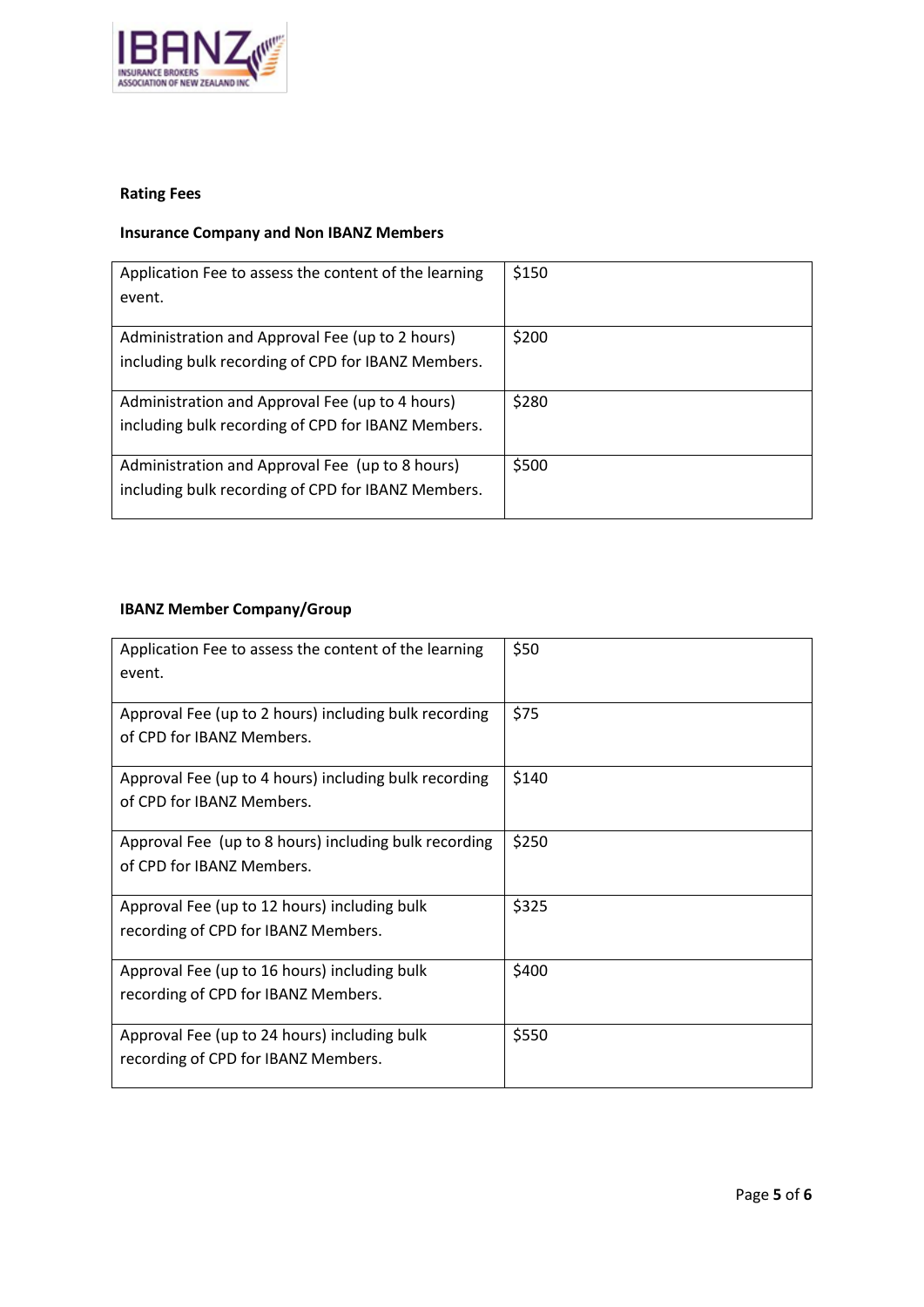**Rating Fees**

**Insurance Company and Non IBANZ Members**

| | |
|---|---|
| Application Fee to assess the content of the learning event. | $150 |
| Administration and Approval Fee (up to 2 hours) including bulk recording of CPD for IBANZ Members. | $200 |
| Administration and Approval Fee (up to 4 hours) including bulk recording of CPD for IBANZ Members. | $280 |
| Administration and Approval Fee (up to 8 hours) including bulk recording of CPD for IBANZ Members. | $500 |

**IBANZ Member Company/Group**

| | |
|---|---|
| Application Fee to assess the content of the learning event. | $50 |
| Approval Fee (up to 2 hours) including bulk recording of CPD for IBANZ Members. | $75 |
| Approval Fee (up to 4 hours) including bulk recording of CPD for IBANZ Members. | $140 |
| Approval Fee (up to 8 hours) including bulk recording of CPD for IBANZ Members. | $250 |
| Approval Fee (up to 12 hours) including bulk recording of CPD for IBANZ Members. | $325 |
| Approval Fee (up to 16 hours) including bulk recording of CPD for IBANZ Members. | $400 |
| Approval Fee (up to 24 hours) including bulk recording of CPD for IBANZ Members. | $550 |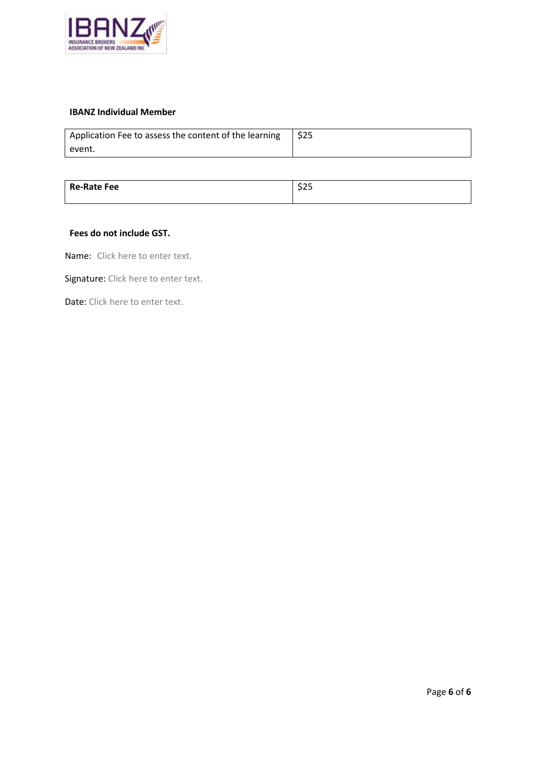**IBANZ Individual Member**

| | |
|---|---|
| Application Fee to assess the content of the learning event. | $25 |

| | |
|---|---|
| **Re-Rate Fee** | $25 |

**Fees do not include GST.**

Name: Click here to enter text.

Signature: Click here to enter text.

Date: Click here to enter text.